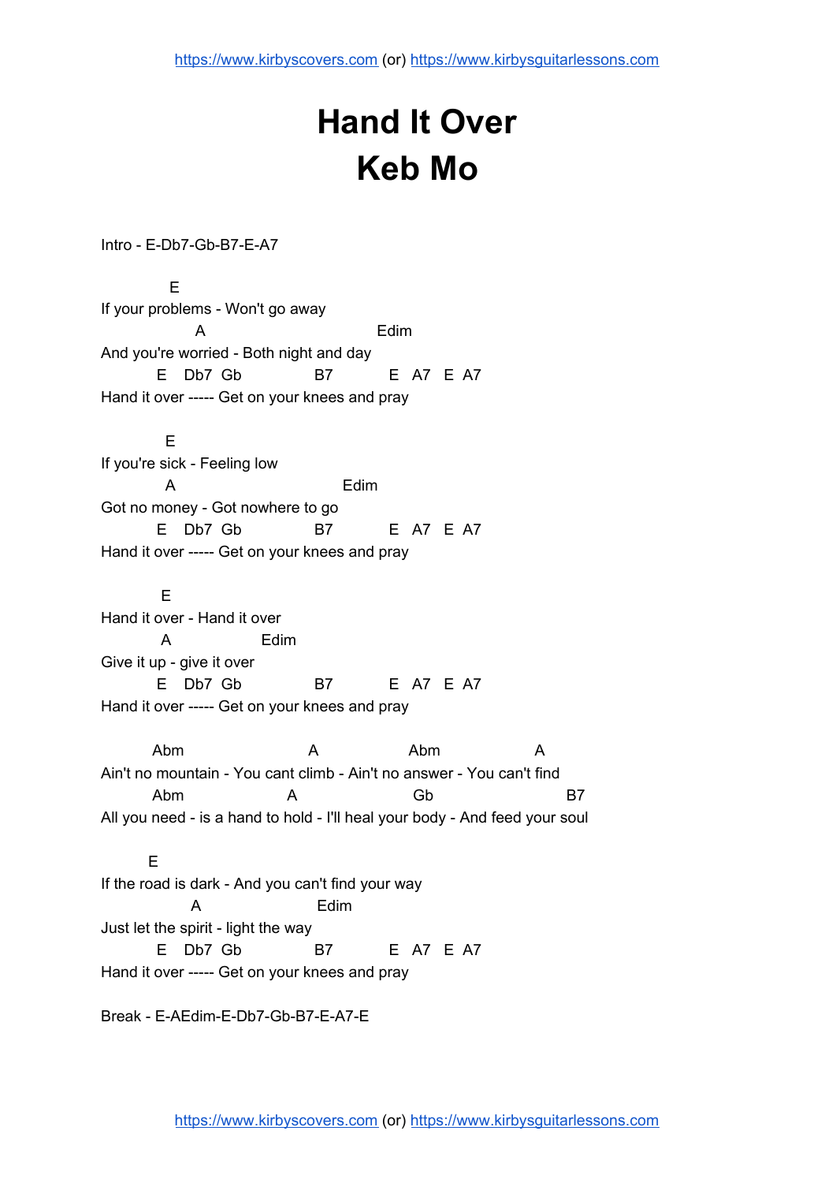# Hand It Over
# Keb Mo

Intro - E-Db7-Gb-B7-E-A7

```
             E
If your problems - Won't go away
                  A                              Edim
And you're worried - Both night and day
           E    Db7  Gb             B7          E   A7   E  A7
Hand it over ----- Get on your knees and pray

            E
If you're sick - Feeling low
            A                            Edim
Got no money - Got nowhere to go
           E    Db7  Gb             B7          E   A7   E  A7
Hand it over ----- Get on your knees and pray

           E
Hand it over - Hand it over
           A               Edim
Give it up - give it over
           E    Db7  Gb             B7          E   A7   E  A7
Hand it over ----- Get on your knees and pray

          Abm                    A               Abm                 A
Ain't no mountain - You cant climb - Ain't no answer - You can't find
          Abm                A                   Gb                       B7
All you need - is a hand to hold - I'll heal your body - And feed your soul

         E
If the road is dark - And you can't find your way
                 A                   Edim
Just let the spirit - light the way
           E    Db7  Gb             B7          E   A7   E  A7
Hand it over ----- Get on your knees and pray
```

Break - E-AEdim-E-Db7-Gb-B7-E-A7-E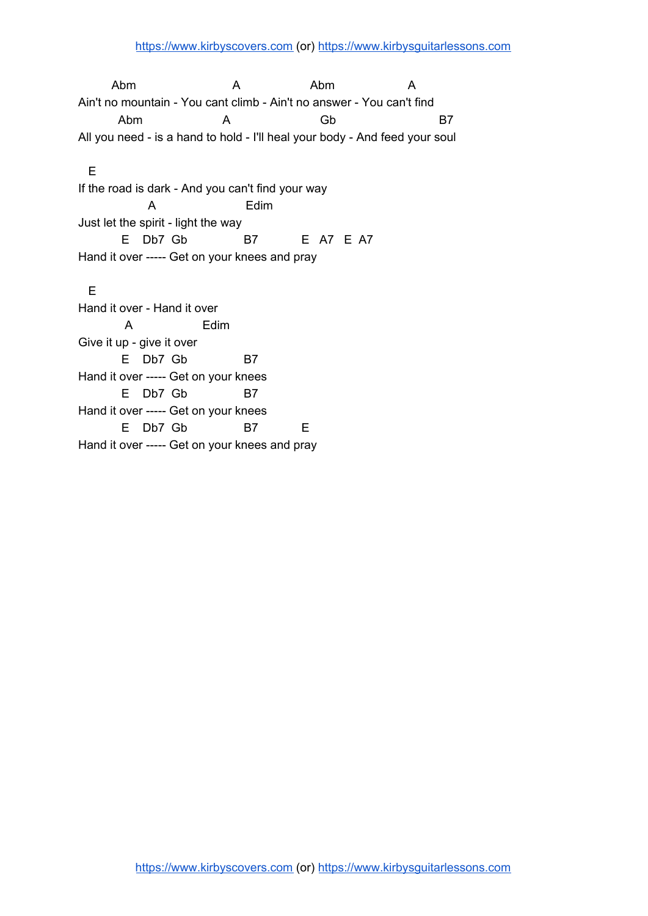```
        Abm                      A                 Abm                  A
Ain't no mountain - You cant climb - Ain't no answer - You can't find
         Abm                 A                    Gb                         B7
All you need - is a hand to hold - I'll heal your body - And feed your soul

  E
If the road is dark - And you can't find your way
                A                     Edim
Just let the spirit - light the way
          E   Db7  Gb              B7          E   A7   E  A7
Hand it over ----- Get on your knees and pray

  E
Hand it over - Hand it over
           A                 Edim
Give it up - give it over
          E   Db7  Gb              B7
Hand it over ----- Get on your knees
          E   Db7  Gb              B7
Hand it over ----- Get on your knees
          E   Db7  Gb              B7          E
Hand it over ----- Get on your knees and pray
```